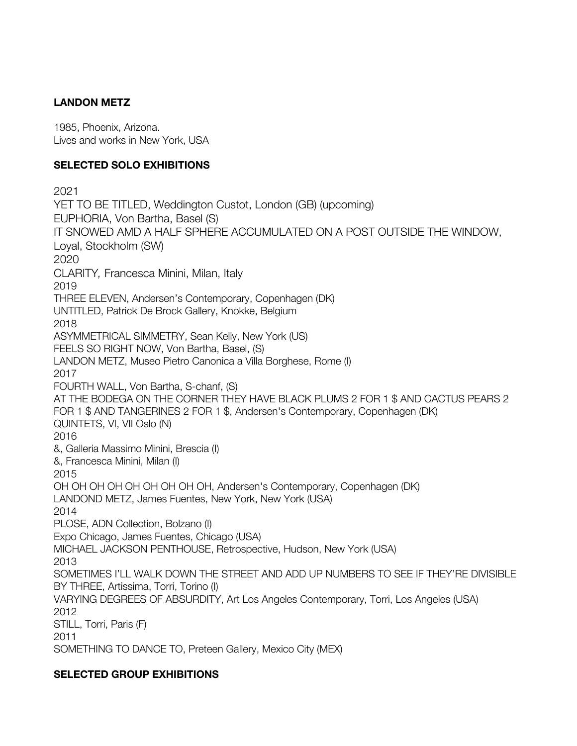**LANDON METZ**

1985, Phoenix, Arizona.
Lives and works in New York, USA

**SELECTED SOLO EXHIBITIONS**

2021
YET TO BE TITLED, Weddington Custot, London (GB) (upcoming)
EUPHORIA, Von Bartha, Basel (S)
IT SNOWED AMD A HALF SPHERE ACCUMULATED ON A POST OUTSIDE THE WINDOW, Loyal, Stockholm (SW)
2020
CLARITY*,* Francesca Minini, Milan, Italy
2019
THREE ELEVEN, Andersen's Contemporary, Copenhagen (DK)
UNTITLED, Patrick De Brock Gallery, Knokke, Belgium
2018
ASYMMETRICAL SIMMETRY, Sean Kelly, New York (US)
FEELS SO RIGHT NOW, Von Bartha, Basel, (S)
LANDON METZ, Museo Pietro Canonica a Villa Borghese, Rome (I)
2017
FOURTH WALL, Von Bartha, S-chanf, (S)
AT THE BODEGA ON THE CORNER THEY HAVE BLACK PLUMS 2 FOR 1 $ AND CACTUS PEARS 2 FOR 1 $ AND TANGERINES 2 FOR 1 $, Andersen's Contemporary, Copenhagen (DK)
QUINTETS, VI, VII Oslo (N)
2016
&, Galleria Massimo Minini, Brescia (I)
&, Francesca Minini, Milan (I)
2015
OH OH OH OH OH OH OH OH OH, Andersen's Contemporary, Copenhagen (DK)
LANDOND METZ, James Fuentes, New York, New York (USA)
2014
PLOSE, ADN Collection, Bolzano (I)
Expo Chicago, James Fuentes, Chicago (USA)
MICHAEL JACKSON PENTHOUSE, Retrospective, Hudson, New York (USA)
2013
SOMETIMES I'LL WALK DOWN THE STREET AND ADD UP NUMBERS TO SEE IF THEY'RE DIVISIBLE BY THREE, Artissima, Torri, Torino (I)
VARYING DEGREES OF ABSURDITY, Art Los Angeles Contemporary, Torri, Los Angeles (USA)
2012
STILL, Torri, Paris (F)
2011
SOMETHING TO DANCE TO, Preteen Gallery, Mexico City (MEX)

**SELECTED GROUP EXHIBITIONS**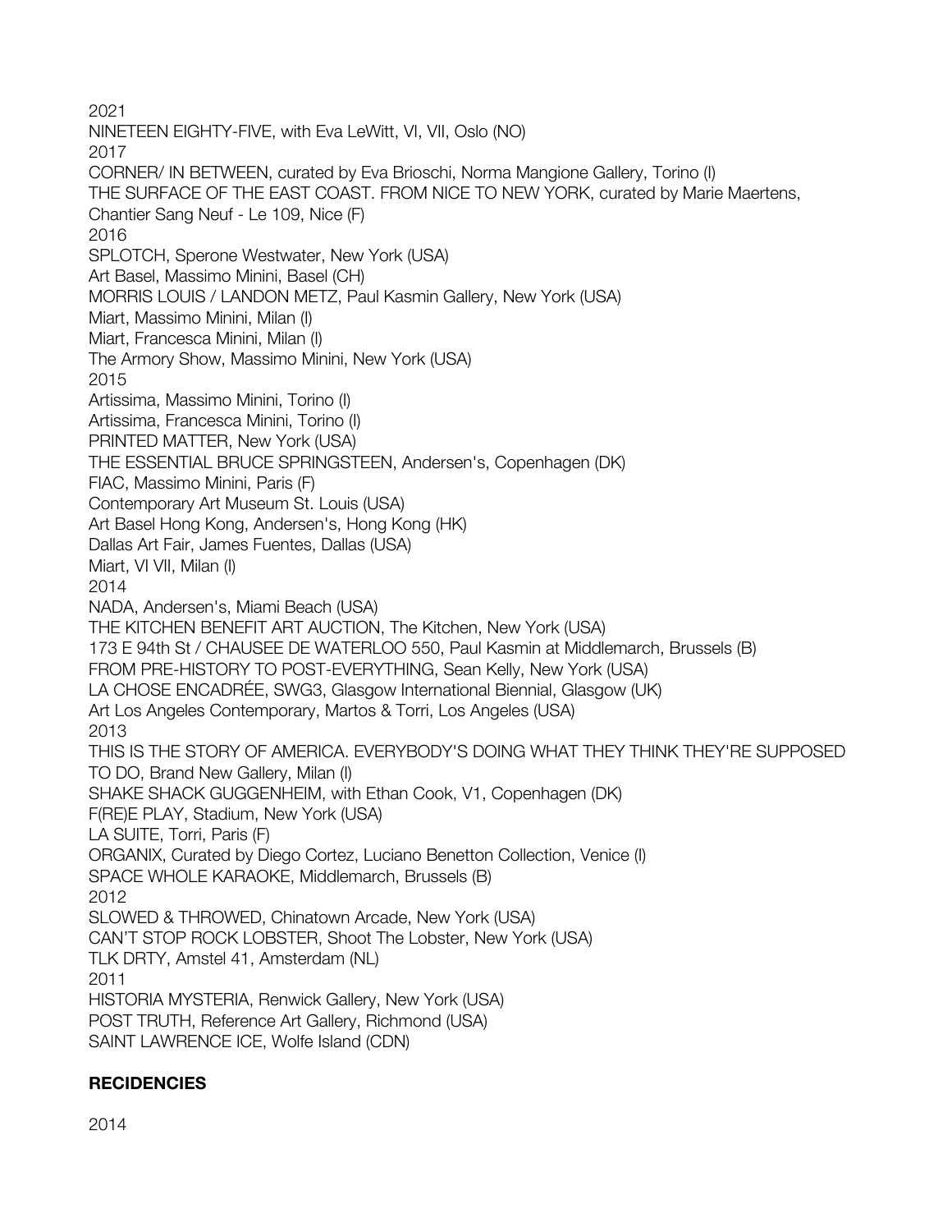2021

NINETEEN EIGHTY-FIVE, with Eva LeWitt, VI, VII, Oslo (NO)

2017

CORNER/ IN BETWEEN, curated by Eva Brioschi, Norma Mangione Gallery, Torino (I)

THE SURFACE OF THE EAST COAST. FROM NICE TO NEW YORK, curated by Marie Maertens, Chantier Sang Neuf - Le 109, Nice (F)

2016

SPLOTCH, Sperone Westwater, New York (USA)

Art Basel, Massimo Minini, Basel (CH)

MORRIS LOUIS / LANDON METZ, Paul Kasmin Gallery, New York (USA)

Miart, Massimo Minini, Milan (I)

Miart, Francesca Minini, Milan (I)

The Armory Show, Massimo Minini, New York (USA)

2015

Artissima, Massimo Minini, Torino (I)

Artissima, Francesca Minini, Torino (I)

PRINTED MATTER, New York (USA)

THE ESSENTIAL BRUCE SPRINGSTEEN, Andersen's, Copenhagen (DK)

FIAC, Massimo Minini, Paris (F)

Contemporary Art Museum St. Louis (USA)

Art Basel Hong Kong, Andersen's, Hong Kong (HK)

Dallas Art Fair, James Fuentes, Dallas (USA)

Miart, VI VII, Milan (I)

2014

NADA, Andersen's, Miami Beach (USA)

THE KITCHEN BENEFIT ART AUCTION, The Kitchen, New York (USA)

173 E 94th St / CHAUSEE DE WATERLOO 550, Paul Kasmin at Middlemarch, Brussels (B)

FROM PRE-HISTORY TO POST-EVERYTHING, Sean Kelly, New York (USA)

LA CHOSE ENCADRÉE, SWG3, Glasgow International Biennial, Glasgow (UK)

Art Los Angeles Contemporary, Martos & Torri, Los Angeles (USA)

2013

THIS IS THE STORY OF AMERICA. EVERYBODY'S DOING WHAT THEY THINK THEY'RE SUPPOSED TO DO, Brand New Gallery, Milan (I)

SHAKE SHACK GUGGENHEIM, with Ethan Cook, V1, Copenhagen (DK)

F(RE)E PLAY, Stadium, New York (USA)

LA SUITE, Torri, Paris (F)

ORGANIX, Curated by Diego Cortez, Luciano Benetton Collection, Venice (I)

SPACE WHOLE KARAOKE, Middlemarch, Brussels (B)

2012

SLOWED & THROWED, Chinatown Arcade, New York (USA)

CAN'T STOP ROCK LOBSTER, Shoot The Lobster, New York (USA)

TLK DRTY, Amstel 41, Amsterdam (NL)

2011

HISTORIA MYSTERIA, Renwick Gallery, New York (USA)

POST TRUTH, Reference Art Gallery, Richmond (USA)

SAINT LAWRENCE ICE, Wolfe Island (CDN)

**RECIDENCIES**

2014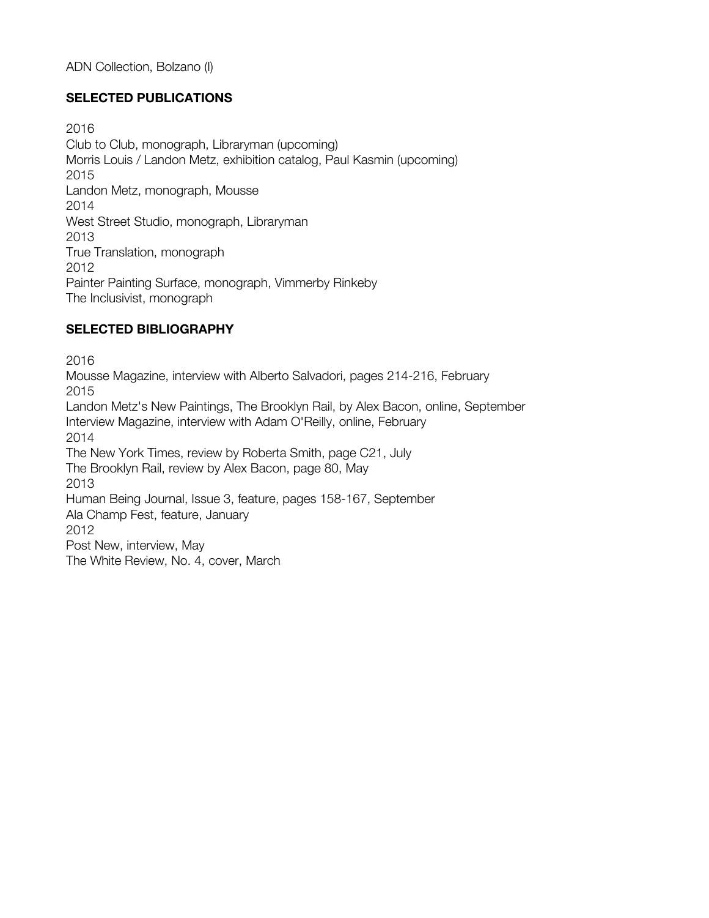ADN Collection, Bolzano (I)

## SELECTED PUBLICATIONS

2016
Club to Club, monograph, Libraryman (upcoming)
Morris Louis / Landon Metz, exhibition catalog, Paul Kasmin (upcoming)
2015
Landon Metz, monograph, Mousse
2014
West Street Studio, monograph, Libraryman
2013
True Translation, monograph
2012
Painter Painting Surface, monograph, Vimmerby Rinkeby
The Inclusivist, monograph

## SELECTED BIBLIOGRAPHY

2016
Mousse Magazine, interview with Alberto Salvadori, pages 214-216, February
2015
Landon Metz's New Paintings, The Brooklyn Rail, by Alex Bacon, online, September
Interview Magazine, interview with Adam O'Reilly, online, February
2014
The New York Times, review by Roberta Smith, page C21, July
The Brooklyn Rail, review by Alex Bacon, page 80, May
2013
Human Being Journal, Issue 3, feature, pages 158-167, September
Ala Champ Fest, feature, January
2012
Post New, interview, May
The White Review, No. 4, cover, March